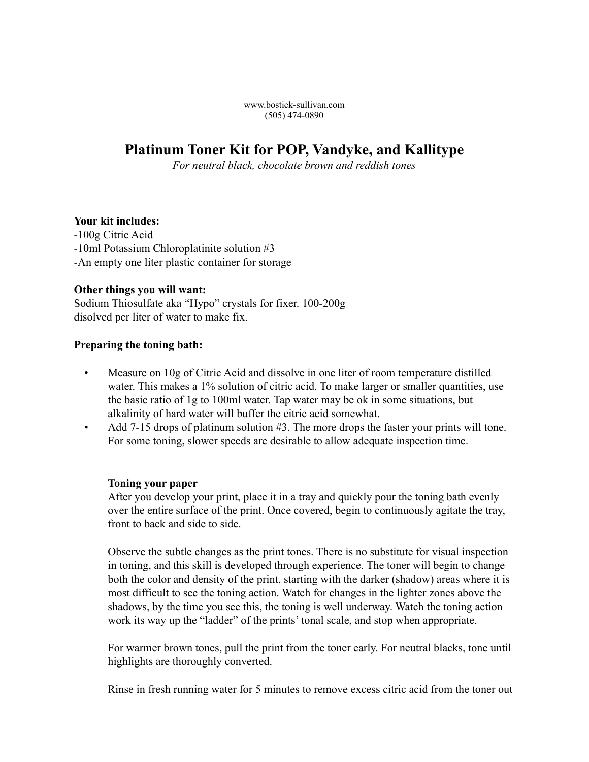www.bostick-sullivan.com
(505) 474-0890

# Platinum Toner Kit for POP, Vandyke, and Kallitype

*For neutral black, chocolate brown and reddish tones*

**Your kit includes:**
-100g Citric Acid
-10ml Potassium Chloroplatinite solution #3
-An empty one liter plastic container for storage

**Other things you will want:**
Sodium Thiosulfate aka "Hypo" crystals for fixer. 100-200g disolved per liter of water to make fix.

**Preparing the toning bath:**

- Measure on 10g of Citric Acid and dissolve in one liter of room temperature distilled water. This makes a 1% solution of citric acid. To make larger or smaller quantities, use the basic ratio of 1g to 100ml water. Tap water may be ok in some situations, but alkalinity of hard water will buffer the citric acid somewhat.
- Add 7-15 drops of platinum solution #3. The more drops the faster your prints will tone. For some toning, slower speeds are desirable to allow adequate inspection time.

**Toning your paper**

After you develop your print, place it in a tray and quickly pour the toning bath evenly over the entire surface of the print. Once covered, begin to continuously agitate the tray, front to back and side to side.

Observe the subtle changes as the print tones. There is no substitute for visual inspection in toning, and this skill is developed through experience. The toner will begin to change both the color and density of the print, starting with the darker (shadow) areas where it is most difficult to see the toning action. Watch for changes in the lighter zones above the shadows, by the time you see this, the toning is well underway. Watch the toning action work its way up the "ladder" of the prints' tonal scale, and stop when appropriate.

For warmer brown tones, pull the print from the toner early. For neutral blacks, tone until highlights are thoroughly converted.

Rinse in fresh running water for 5 minutes to remove excess citric acid from the toner out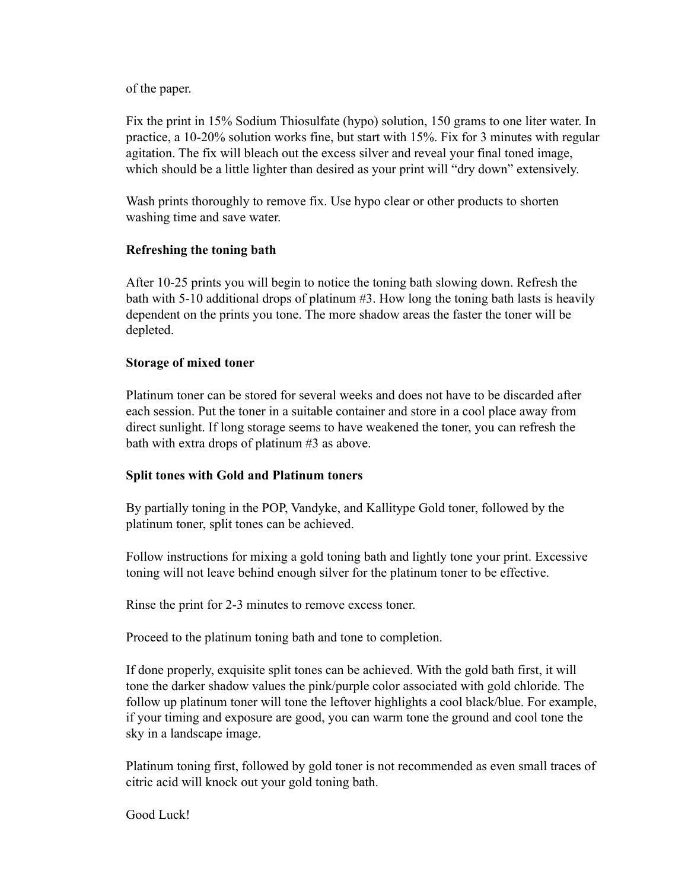of the paper.

Fix the print in 15% Sodium Thiosulfate (hypo) solution, 150 grams to one liter water. In practice, a 10-20% solution works fine, but start with 15%. Fix for 3 minutes with regular agitation. The fix will bleach out the excess silver and reveal your final toned image, which should be a little lighter than desired as your print will "dry down" extensively.

Wash prints thoroughly to remove fix. Use hypo clear or other products to shorten washing time and save water.

**Refreshing the toning bath**

After 10-25 prints you will begin to notice the toning bath slowing down. Refresh the bath with 5-10 additional drops of platinum #3. How long the toning bath lasts is heavily dependent on the prints you tone. The more shadow areas the faster the toner will be depleted.

**Storage of mixed toner**

Platinum toner can be stored for several weeks and does not have to be discarded after each session. Put the toner in a suitable container and store in a cool place away from direct sunlight. If long storage seems to have weakened the toner, you can refresh the bath with extra drops of platinum #3 as above.

**Split tones with Gold and Platinum toners**

By partially toning in the POP, Vandyke, and Kallitype Gold toner, followed by the platinum toner, split tones can be achieved.

Follow instructions for mixing a gold toning bath and lightly tone your print. Excessive toning will not leave behind enough silver for the platinum toner to be effective.

Rinse the print for 2-3 minutes to remove excess toner.

Proceed to the platinum toning bath and tone to completion.

If done properly, exquisite split tones can be achieved. With the gold bath first, it will tone the darker shadow values the pink/purple color associated with gold chloride. The follow up platinum toner will tone the leftover highlights a cool black/blue. For example, if your timing and exposure are good, you can warm tone the ground and cool tone the sky in a landscape image.

Platinum toning first, followed by gold toner is not recommended as even small traces of citric acid will knock out your gold toning bath.

Good Luck!